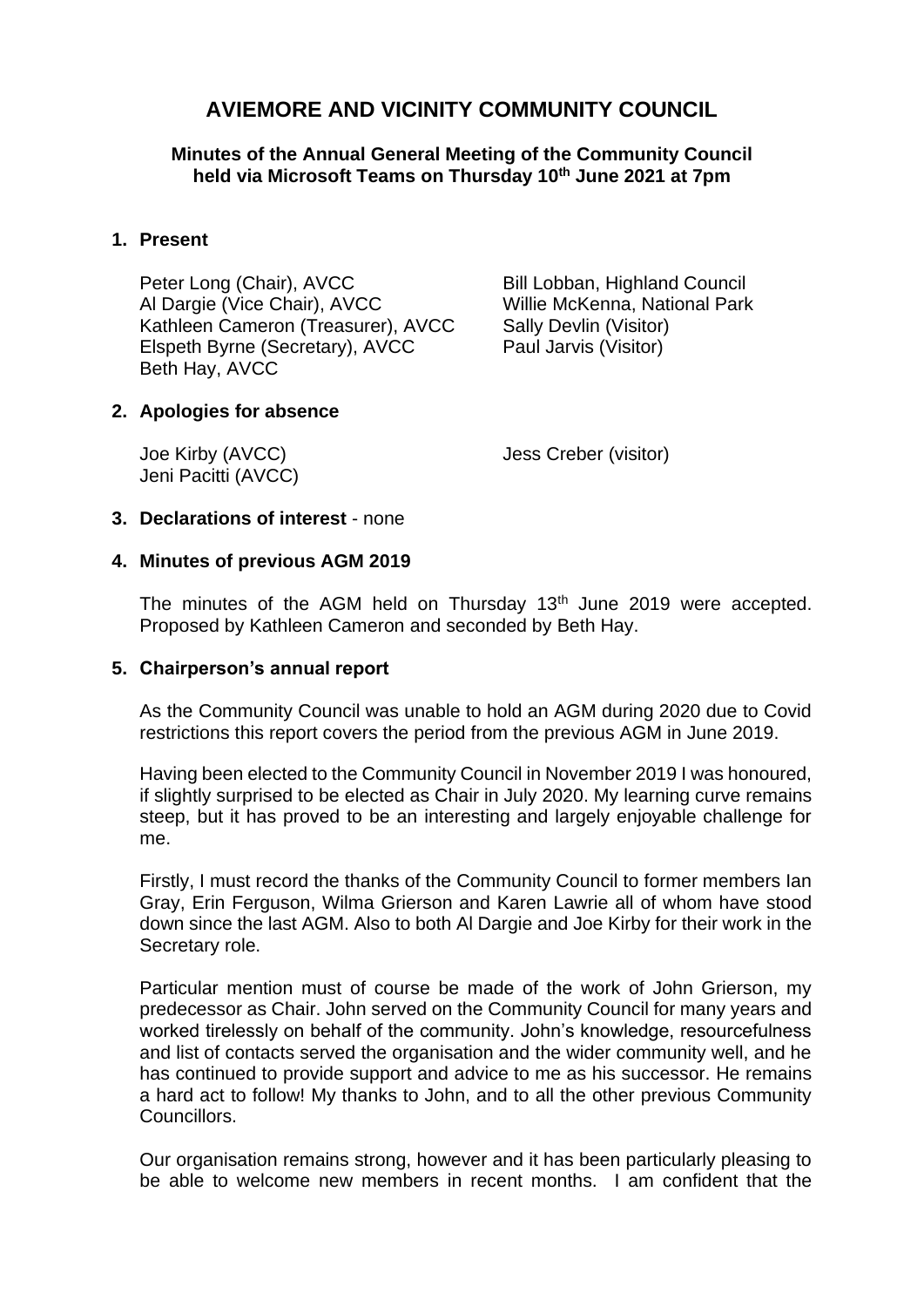# AVIEMORE AND VICINITY COMMUNITY COUNCIL

**Minutes of the Annual General Meeting of the Community Council held via Microsoft Teams on Thursday 10th June 2021 at 7pm**

## 1. Present

Peter Long (Chair), AVCC
Al Dargie (Vice Chair), AVCC
Kathleen Cameron (Treasurer), AVCC
Elspeth Byrne (Secretary), AVCC
Beth Hay, AVCC

Bill Lobban, Highland Council
Willie McKenna, National Park
Sally Devlin (Visitor)
Paul Jarvis (Visitor)

## 2. Apologies for absence

Joe Kirby (AVCC)
Jeni Pacitti (AVCC)

Jess Creber (visitor)

## 3. Declarations of interest - none

## 4. Minutes of previous AGM 2019

The minutes of the AGM held on Thursday 13th June 2019 were accepted. Proposed by Kathleen Cameron and seconded by Beth Hay.

## 5. Chairperson's annual report

As the Community Council was unable to hold an AGM during 2020 due to Covid restrictions this report covers the period from the previous AGM in June 2019.

Having been elected to the Community Council in November 2019 I was honoured, if slightly surprised to be elected as Chair in July 2020. My learning curve remains steep, but it has proved to be an interesting and largely enjoyable challenge for me.

Firstly, I must record the thanks of the Community Council to former members Ian Gray, Erin Ferguson, Wilma Grierson and Karen Lawrie all of whom have stood down since the last AGM. Also to both Al Dargie and Joe Kirby for their work in the Secretary role.

Particular mention must of course be made of the work of John Grierson, my predecessor as Chair. John served on the Community Council for many years and worked tirelessly on behalf of the community. John's knowledge, resourcefulness and list of contacts served the organisation and the wider community well, and he has continued to provide support and advice to me as his successor. He remains a hard act to follow! My thanks to John, and to all the other previous Community Councillors.

Our organisation remains strong, however and it has been particularly pleasing to be able to welcome new members in recent months. I am confident that the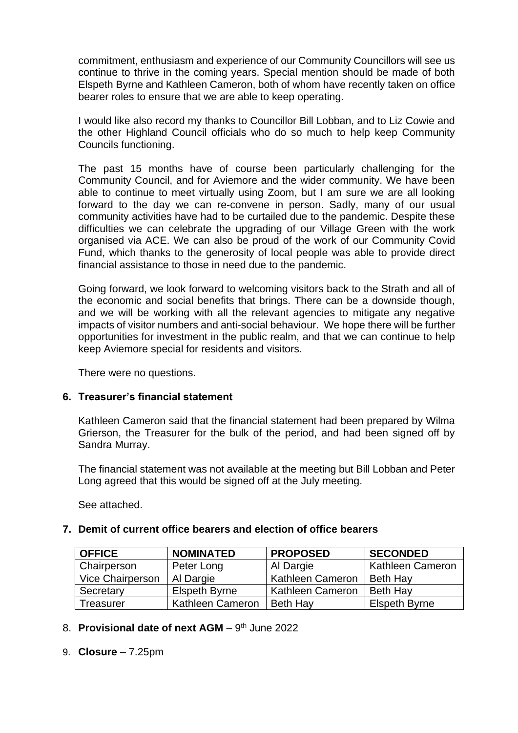commitment, enthusiasm and experience of our Community Councillors will see us continue to thrive in the coming years. Special mention should be made of both Elspeth Byrne and Kathleen Cameron, both of whom have recently taken on office bearer roles to ensure that we are able to keep operating.

I would like also record my thanks to Councillor Bill Lobban, and to Liz Cowie and the other Highland Council officials who do so much to help keep Community Councils functioning.

The past 15 months have of course been particularly challenging for the Community Council, and for Aviemore and the wider community. We have been able to continue to meet virtually using Zoom, but I am sure we are all looking forward to the day we can re-convene in person. Sadly, many of our usual community activities have had to be curtailed due to the pandemic. Despite these difficulties we can celebrate the upgrading of our Village Green with the work organised via ACE. We can also be proud of the work of our Community Covid Fund, which thanks to the generosity of local people was able to provide direct financial assistance to those in need due to the pandemic.

Going forward, we look forward to welcoming visitors back to the Strath and all of the economic and social benefits that brings. There can be a downside though, and we will be working with all the relevant agencies to mitigate any negative impacts of visitor numbers and anti-social behaviour. We hope there will be further opportunities for investment in the public realm, and that we can continue to help keep Aviemore special for residents and visitors.

There were no questions.

**6. Treasurer's financial statement**

Kathleen Cameron said that the financial statement had been prepared by Wilma Grierson, the Treasurer for the bulk of the period, and had been signed off by Sandra Murray.

The financial statement was not available at the meeting but Bill Lobban and Peter Long agreed that this would be signed off at the July meeting.

See attached.

**7. Demit of current office bearers and election of office bearers**

| OFFICE | NOMINATED | PROPOSED | SECONDED |
|---|---|---|---|
| Chairperson | Peter Long | Al Dargie | Kathleen Cameron |
| Vice Chairperson | Al Dargie | Kathleen Cameron | Beth Hay |
| Secretary | Elspeth Byrne | Kathleen Cameron | Beth Hay |
| Treasurer | Kathleen Cameron | Beth Hay | Elspeth Byrne |

8. **Provisional date of next AGM** – 9th June 2022

9. **Closure** – 7.25pm